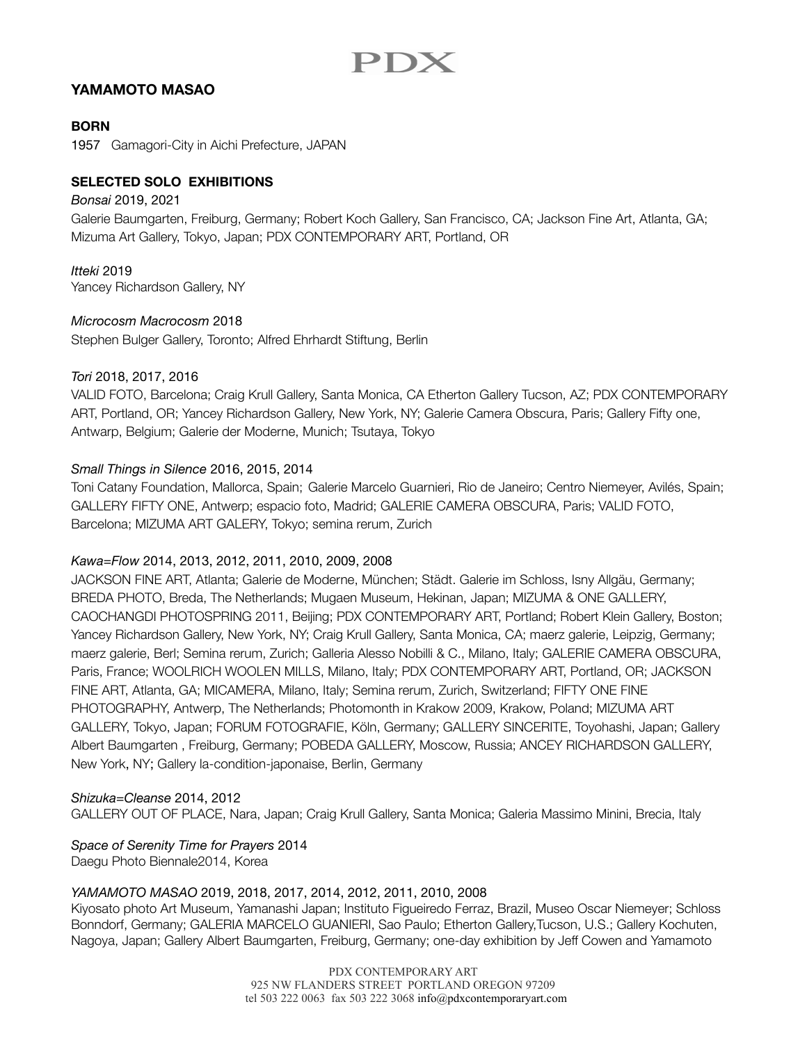# PDX

## YAMAMOTO MASAO

**BORN**

1957 Gamagori-City in Aichi Prefecture, JAPAN

**SELECTED SOLO EXHIBITIONS**

*Bonsai* 2019, 2021
Galerie Baumgarten, Freiburg, Germany; Robert Koch Gallery, San Francisco, CA; Jackson Fine Art, Atlanta, GA; Mizuma Art Gallery, Tokyo, Japan; PDX CONTEMPORARY ART, Portland, OR

*Itteki* 2019
Yancey Richardson Gallery, NY

*Microcosm Macrocosm* 2018
Stephen Bulger Gallery, Toronto; Alfred Ehrhardt Stiftung, Berlin

*Tori* 2018, 2017, 2016
VALID FOTO, Barcelona; Craig Krull Gallery, Santa Monica, CA Etherton Gallery Tucson, AZ; PDX CONTEMPORARY ART, Portland, OR; Yancey Richardson Gallery, New York, NY; Galerie Camera Obscura, Paris; Gallery Fifty one, Antwarp, Belgium; Galerie der Moderne, Munich; Tsutaya, Tokyo

*Small Things in Silence* 2016, 2015, 2014
Toni Catany Foundation, Mallorca, Spain; Galerie Marcelo Guarnieri, Rio de Janeiro; Centro Niemeyer, Avilés, Spain; GALLERY FIFTY ONE, Antwerp; espacio foto, Madrid; GALERIE CAMERA OBSCURA, Paris; VALID FOTO, Barcelona; MIZUMA ART GALERY, Tokyo; semina rerum, Zurich

*Kawa=Flow* 2014, 2013, 2012, 2011, 2010, 2009, 2008
JACKSON FINE ART, Atlanta; Galerie de Moderne, München; Städt. Galerie im Schloss, Isny Allgäu, Germany; BREDA PHOTO, Breda, The Netherlands; Mugaen Museum, Hekinan, Japan; MIZUMA & ONE GALLERY, CAOCHANGDI PHOTOSPRING 2011, Beijing; PDX CONTEMPORARY ART, Portland; Robert Klein Gallery, Boston; Yancey Richardson Gallery, New York, NY; Craig Krull Gallery, Santa Monica, CA; maerz galerie, Leipzig, Germany; maerz galerie, Berl; Semina rerum, Zurich; Galleria Alesso Nobilli & C., Milano, Italy; GALERIE CAMERA OBSCURA, Paris, France; WOOLRICH WOOLEN MILLS, Milano, Italy; PDX CONTEMPORARY ART, Portland, OR; JACKSON FINE ART, Atlanta, GA; MICAMERA, Milano, Italy; Semina rerum, Zurich, Switzerland; FIFTY ONE FINE PHOTOGRAPHY, Antwerp, The Netherlands; Photomonth in Krakow 2009, Krakow, Poland; MIZUMA ART GALLERY, Tokyo, Japan; FORUM FOTOGRAFIE, Köln, Germany; GALLERY SINCERITE, Toyohashi, Japan; Gallery Albert Baumgarten , Freiburg, Germany; POBEDA GALLERY, Moscow, Russia; ANCEY RICHARDSON GALLERY, New York, NY; Gallery la-condition-japonaise, Berlin, Germany

*Shizuka=Cleanse* 2014, 2012
GALLERY OUT OF PLACE, Nara, Japan; Craig Krull Gallery, Santa Monica; Galeria Massimo Minini, Brecia, Italy

*Space of Serenity Time for Prayers* 2014
Daegu Photo Biennale2014, Korea

*YAMAMOTO MASAO* 2019, 2018, 2017, 2014, 2012, 2011, 2010, 2008
Kiyosato photo Art Museum, Yamanashi Japan; Instituto Figueiredo Ferraz, Brazil, Museo Oscar Niemeyer; Schloss Bonndorf, Germany; GALERIA MARCELO GUANIERI, Sao Paulo; Etherton Gallery,Tucson, U.S.; Gallery Kochuten, Nagoya, Japan; Gallery Albert Baumgarten, Freiburg, Germany; one-day exhibition by Jeff Cowen and Yamamoto

PDX CONTEMPORARY ART
925 NW FLANDERS STREET PORTLAND OREGON 97209
tel 503 222 0063 fax 503 222 3068 info@pdxcontemporaryart.com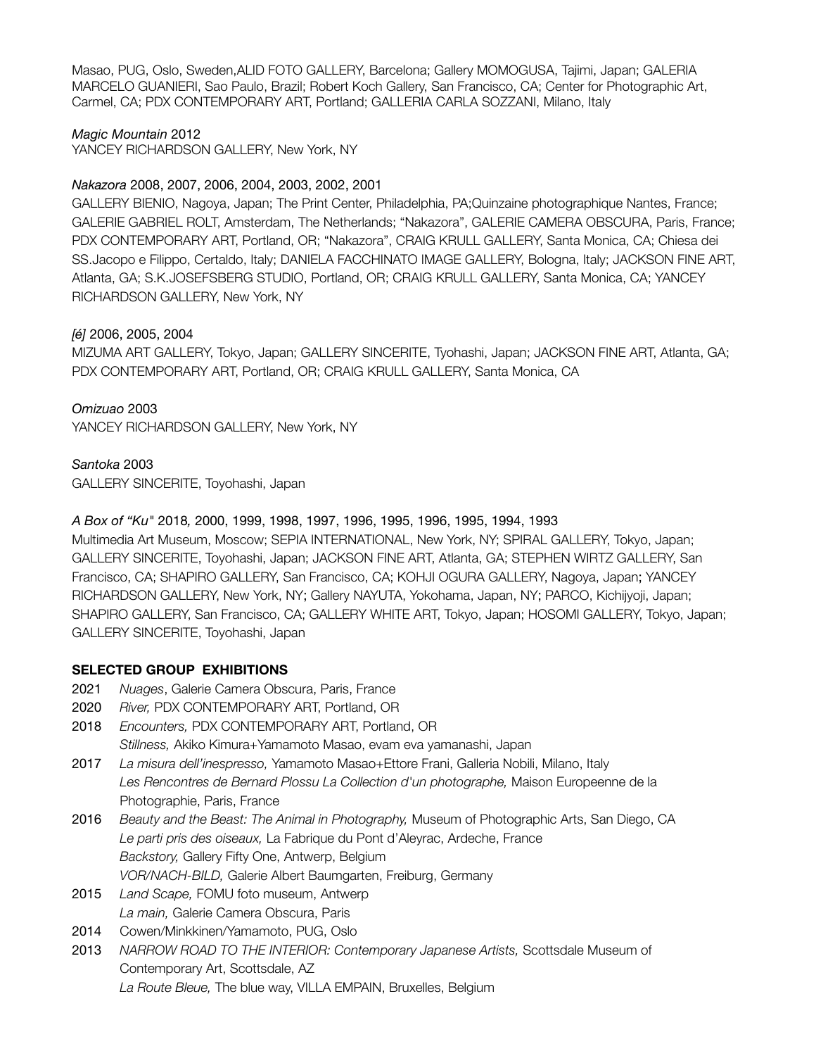Masao, PUG, Oslo, Sweden,ALID FOTO GALLERY, Barcelona; Gallery MOMOGUSA, Tajimi, Japan; GALERIA MARCELO GUANIERI, Sao Paulo, Brazil; Robert Koch Gallery, San Francisco, CA; Center for Photographic Art, Carmel, CA; PDX CONTEMPORARY ART, Portland; GALLERIA CARLA SOZZANI, Milano, Italy

*Magic Mountain* 2012
YANCEY RICHARDSON GALLERY, New York, NY

*Nakazora* 2008, 2007, 2006, 2004, 2003, 2002, 2001
GALLERY BIENIO, Nagoya, Japan; The Print Center, Philadelphia, PA;Quinzaine photographique Nantes, France; GALERIE GABRIEL ROLT, Amsterdam, The Netherlands; "Nakazora", GALERIE CAMERA OBSCURA, Paris, France; PDX CONTEMPORARY ART, Portland, OR; "Nakazora", CRAIG KRULL GALLERY, Santa Monica, CA; Chiesa dei SS.Jacopo e Filippo, Certaldo, Italy; DANIELA FACCHINATO IMAGE GALLERY, Bologna, Italy; JACKSON FINE ART, Atlanta, GA; S.K.JOSEFSBERG STUDIO, Portland, OR; CRAIG KRULL GALLERY, Santa Monica, CA; YANCEY RICHARDSON GALLERY, New York, NY

*[é]* 2006, 2005, 2004
MIZUMA ART GALLERY, Tokyo, Japan; GALLERY SINCERITE, Tyohashi, Japan; JACKSON FINE ART, Atlanta, GA; PDX CONTEMPORARY ART, Portland, OR; CRAIG KRULL GALLERY, Santa Monica, CA

*Omizuao* 2003
YANCEY RICHARDSON GALLERY, New York, NY

*Santoka* 2003
GALLERY SINCERITE, Toyohashi, Japan

*A Box of "Ku"* 2018*,* 2000, 1999, 1998, 1997, 1996, 1995, 1996, 1995, 1994, 1993
Multimedia Art Museum, Moscow; SEPIA INTERNATIONAL, New York, NY; SPIRAL GALLERY, Tokyo, Japan; GALLERY SINCERITE, Toyohashi, Japan; JACKSON FINE ART, Atlanta, GA; STEPHEN WIRTZ GALLERY, San Francisco, CA; SHAPIRO GALLERY, San Francisco, CA; KOHJI OGURA GALLERY, Nagoya, Japan; YANCEY RICHARDSON GALLERY, New York, NY; Gallery NAYUTA, Yokohama, Japan, NY; PARCO, Kichijyoji, Japan; SHAPIRO GALLERY, San Francisco, CA; GALLERY WHITE ART, Tokyo, Japan; HOSOMI GALLERY, Tokyo, Japan; GALLERY SINCERITE, Toyohashi, Japan

**SELECTED GROUP EXHIBITIONS**

2021 *Nuages*, Galerie Camera Obscura, Paris, France

2020 *River,* PDX CONTEMPORARY ART, Portland, OR

2018 *Encounters,* PDX CONTEMPORARY ART, Portland, OR
*Stillness,* Akiko Kimura+Yamamoto Masao, evam eva yamanashi, Japan

2017 *La misura dell'inespresso,* Yamamoto Masao+Ettore Frani, Galleria Nobili, Milano, Italy
*Les Rencontres de Bernard Plossu La Collection d'un photographe,* Maison Europeenne de la Photographie, Paris, France

2016 *Beauty and the Beast: The Animal in Photography,* Museum of Photographic Arts, San Diego, CA
*Le parti pris des oiseaux,* La Fabrique du Pont d'Aleyrac, Ardeche, France
*Backstory,* Gallery Fifty One, Antwerp, Belgium
*VOR/NACH-BILD,* Galerie Albert Baumgarten, Freiburg, Germany

2015 *Land Scape,* FOMU foto museum, Antwerp
*La main,* Galerie Camera Obscura, Paris

2014 Cowen/Minkkinen/Yamamoto, PUG, Oslo

2013 *NARROW ROAD TO THE INTERIOR: Contemporary Japanese Artists,* Scottsdale Museum of Contemporary Art, Scottsdale, AZ
*La Route Bleue,* The blue way, VILLA EMPAIN, Bruxelles, Belgium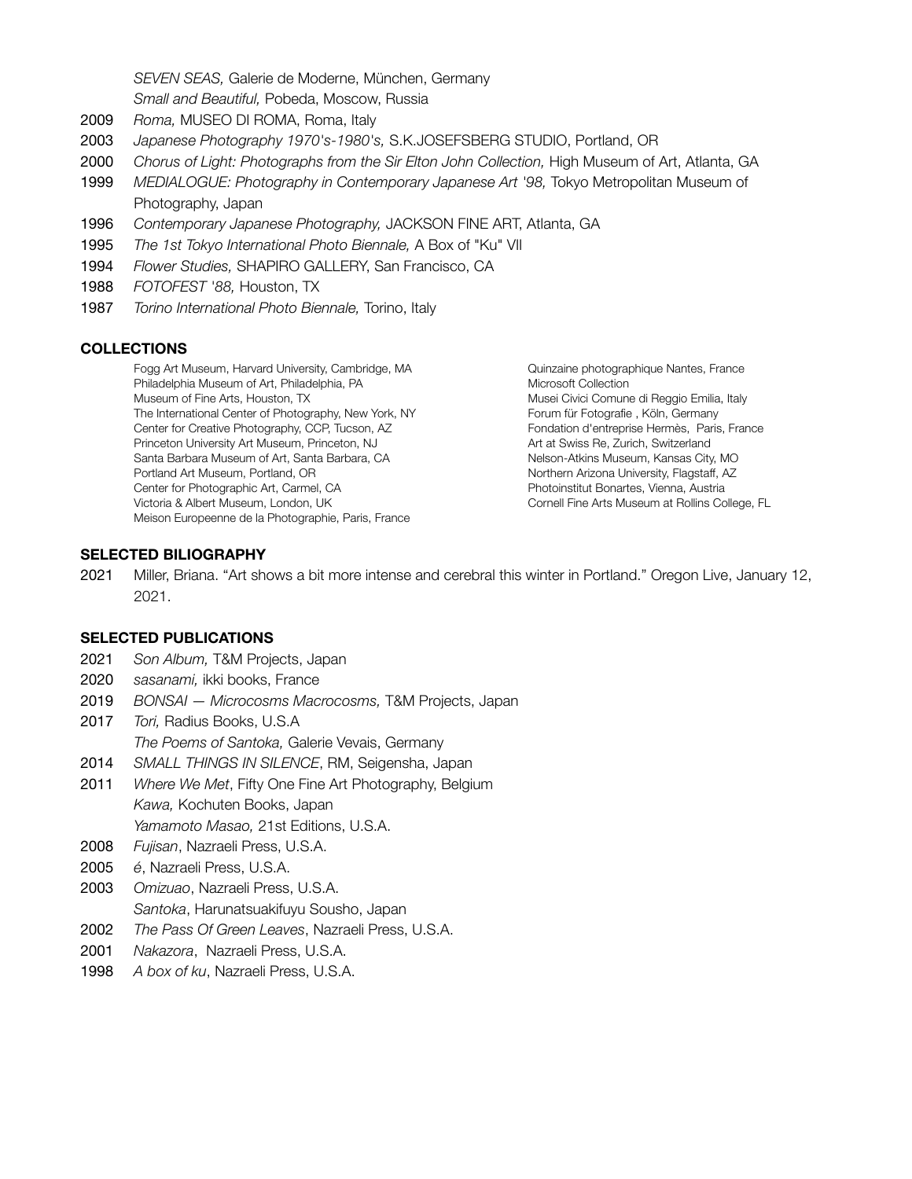*SEVEN SEAS,* Galerie de Moderne, München, Germany
*Small and Beautiful,* Pobeda, Moscow, Russia

2009 *Roma,* MUSEO DI ROMA, Roma, Italy
2003 *Japanese Photography 1970's-1980's,* S.K.JOSEFSBERG STUDIO, Portland, OR
2000 *Chorus of Light: Photographs from the Sir Elton John Collection,* High Museum of Art, Atlanta, GA
1999 *MEDIALOGUE: Photography in Contemporary Japanese Art '98,* Tokyo Metropolitan Museum of Photography, Japan
1996 *Contemporary Japanese Photography,* JACKSON FINE ART, Atlanta, GA
1995 *The 1st Tokyo International Photo Biennale,* A Box of "Ku" Vll
1994 *Flower Studies,* SHAPIRO GALLERY, San Francisco, CA
1988 *FOTOFEST '88,* Houston, TX
1987 *Torino International Photo Biennale,* Torino, Italy

## COLLECTIONS

Fogg Art Museum, Harvard University, Cambridge, MA
Philadelphia Museum of Art, Philadelphia, PA
Museum of Fine Arts, Houston, TX
The International Center of Photography, New York, NY
Center for Creative Photography, CCP, Tucson, AZ
Princeton University Art Museum, Princeton, NJ
Santa Barbara Museum of Art, Santa Barbara, CA
Portland Art Museum, Portland, OR
Center for Photographic Art, Carmel, CA
Victoria & Albert Museum, London, UK
Meison Europeenne de la Photographie, Paris, France
Quinzaine photographique Nantes, France
Microsoft Collection
Musei Civici Comune di Reggio Emilia, Italy
Forum für Fotografie , Köln, Germany
Fondation d'entreprise Hermès, Paris, France
Art at Swiss Re, Zurich, Switzerland
Nelson-Atkins Museum, Kansas City, MO
Northern Arizona University, Flagstaff, AZ
Photoinstitut Bonartes, Vienna, Austria
Cornell Fine Arts Museum at Rollins College, FL

## SELECTED BILIOGRAPHY

2021 Miller, Briana. “Art shows a bit more intense and cerebral this winter in Portland.” Oregon Live, January 12, 2021.

## SELECTED PUBLICATIONS

2021 *Son Album,* T&M Projects, Japan
2020 *sasanami,* ikki books, France
2019 *BONSAI — Microcosms Macrocosms,* T&M Projects, Japan
2017 *Tori,* Radius Books, U.S.A
*The Poems of Santoka,* Galerie Vevais, Germany
2014 *SMALL THINGS IN SILENCE*, RM, Seigensha, Japan
2011 *Where We Met*, Fifty One Fine Art Photography, Belgium
*Kawa,* Kochuten Books, Japan
*Yamamoto Masao,* 21st Editions, U.S.A.
2008 *Fujisan*, Nazraeli Press, U.S.A.
2005 *é*, Nazraeli Press, U.S.A.
2003 *Omizuao*, Nazraeli Press, U.S.A.
*Santoka*, Harunatsuakifuyu Sousho, Japan
2002 *The Pass Of Green Leaves*, Nazraeli Press, U.S.A.
2001 *Nakazora*, Nazraeli Press, U.S.A.
1998 *A box of ku*, Nazraeli Press, U.S.A.